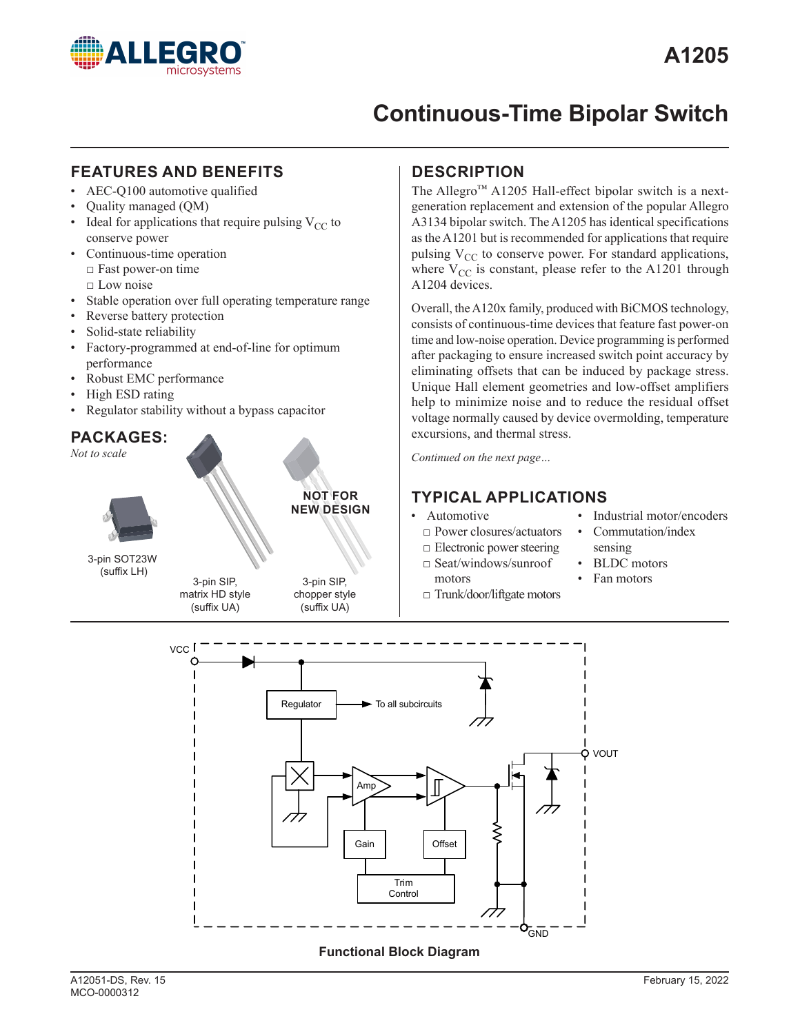# A1205

# Continuous-Time Bipolar Switch

## FEATURES AND BENEFITS

- AEC-Q100 automotive qualified
- Quality managed (QM)
- Ideal for applications that require pulsing $V_{CC}$ to conserve power
- Continuous-time operation
  - □ Fast power-on time
  - □ Low noise
- Stable operation over full operating temperature range
- Reverse battery protection
- Solid-state reliability
- Factory-programmed at end-of-line for optimum performance
- Robust EMC performance
- High ESD rating
- Regulator stability without a bypass capacitor

## PACKAGES:

*Not to scale*

3-pin SOT23W (suffix LH)

3-pin SIP, matrix HD style (suffix UA)

NOT FOR NEW DESIGN

3-pin SIP, chopper style (suffix UA)

## DESCRIPTION

The Allegro™ A1205 Hall-effect bipolar switch is a next-generation replacement and extension of the popular Allegro A3134 bipolar switch. The A1205 has identical specifications as the A1201 but is recommended for applications that require pulsing $V_{CC}$ to conserve power. For standard applications, where $V_{CC}$ is constant, please refer to the A1201 through A1204 devices.

Overall, the A120x family, produced with BiCMOS technology, consists of continuous-time devices that feature fast power-on time and low-noise operation. Device programming is performed after packaging to ensure increased switch point accuracy by eliminating offsets that can be induced by package stress. Unique Hall element geometries and low-offset amplifiers help to minimize noise and to reduce the residual offset voltage normally caused by device overmolding, temperature excursions, and thermal stress.

*Continued on the next page…*

## TYPICAL APPLICATIONS

- Automotive
  - □ Power closures/actuators
  - □ Electronic power steering
  - □ Seat/windows/sunroof motors
  - □ Trunk/door/liftgate motors
- Industrial motor/encoders
- Commutation/index sensing
- BLDC motors
- Fan motors

VCC, Regulator, To all subcircuits, Amp, Gain, Offset, Trim Control, VOUT, GND

Functional Block Diagram

A12051-DS, Rev. 15
MCO-0000312

February 15, 2022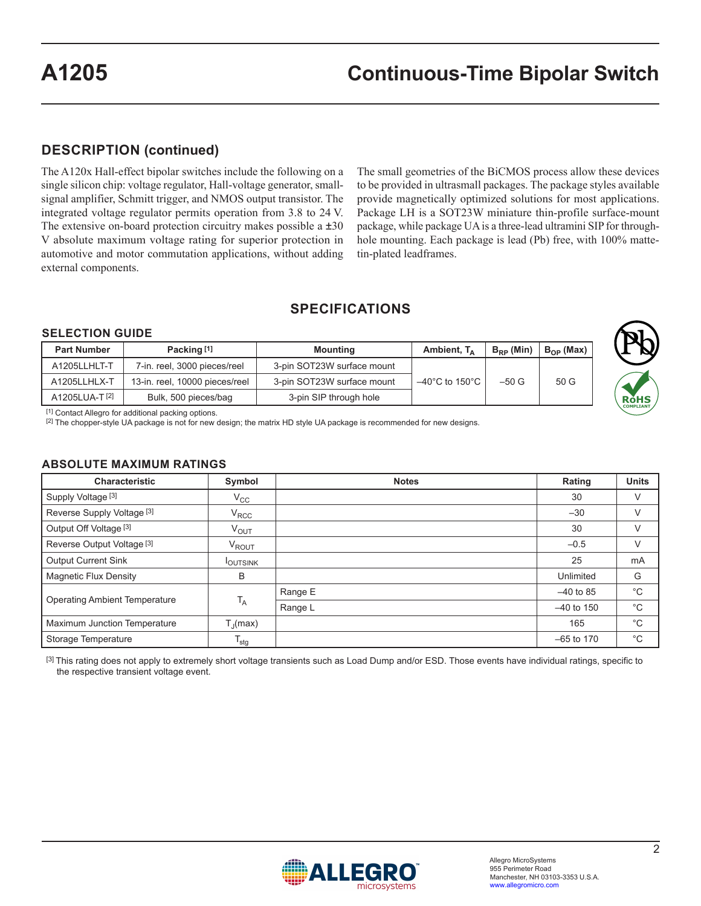## DESCRIPTION (continued)

The A120x Hall-effect bipolar switches include the following on a single silicon chip: voltage regulator, Hall-voltage generator, small-signal amplifier, Schmitt trigger, and NMOS output transistor. The integrated voltage regulator permits operation from 3.8 to 24 V. The extensive on-board protection circuitry makes possible a ±30 V absolute maximum voltage rating for superior protection in automotive and motor commutation applications, without adding external components.

The small geometries of the BiCMOS process allow these devices to be provided in ultrasmall packages. The package styles available provide magnetically optimized solutions for most applications. Package LH is a SOT23W miniature thin-profile surface-mount package, while package UA is a three-lead ultramini SIP for through-hole mounting. Each package is lead (Pb) free, with 100% matte-tin-plated leadframes.

## SPECIFICATIONS

### SELECTION GUIDE

| Part Number | Packing [1] | Mounting | Ambient, $T_A$ | $B_{RP}$ (Min) | $B_{OP}$ (Max) |
|---|---|---|---|---|---|
| A1205LLHLT-T | 7-in. reel, 3000 pieces/reel | 3-pin SOT23W surface mount | –40°C to 150°C | –50 G | 50 G |
| A1205LLHLX-T | 13-in. reel, 10000 pieces/reel | 3-pin SOT23W surface mount | | | |
| A1205LUA-T [2] | Bulk, 500 pieces/bag | 3-pin SIP through hole | | | |

[1] Contact Allegro for additional packing options.
[2] The chopper-style UA package is not for new design; the matrix HD style UA package is recommended for new designs.

### ABSOLUTE MAXIMUM RATINGS

| Characteristic | Symbol | Notes | Rating | Units |
|---|---|---|---|---|
| Supply Voltage [3] | $V_{CC}$ | | 30 | V |
| Reverse Supply Voltage [3] | $V_{RCC}$ | | –30 | V |
| Output Off Voltage [3] | $V_{OUT}$ | | 30 | V |
| Reverse Output Voltage [3] | $V_{ROUT}$ | | –0.5 | V |
| Output Current Sink | $I_{OUTSINK}$ | | 25 | mA |
| Magnetic Flux Density | B | | Unlimited | G |
| Operating Ambient Temperature | $T_A$ | Range E | –40 to 85 | °C |
| | | Range L | –40 to 150 | °C |
| Maximum Junction Temperature | $T_J$(max) | | 165 | °C |
| Storage Temperature | $T_{stg}$ | | –65 to 170 | °C |

[3] This rating does not apply to extremely short voltage transients such as Load Dump and/or ESD. Those events have individual ratings, specific to the respective transient voltage event.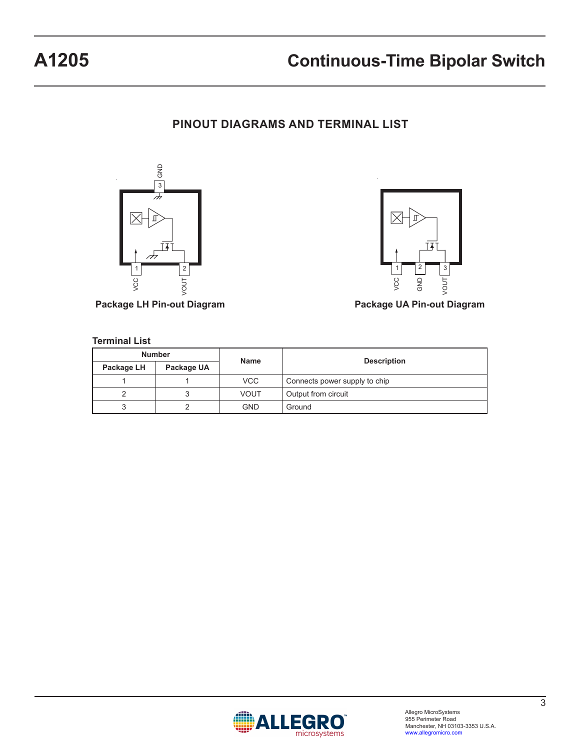## PINOUT DIAGRAMS AND TERMINAL LIST

Package LH Pin-out Diagram

Package UA Pin-out Diagram

**Terminal List**

| Number | | Name | Description |
|---|---|---|---|
| Package LH | Package UA | | |
| 1 | 1 | VCC | Connects power supply to chip |
| 2 | 3 | VOUT | Output from circuit |
| 3 | 2 | GND | Ground |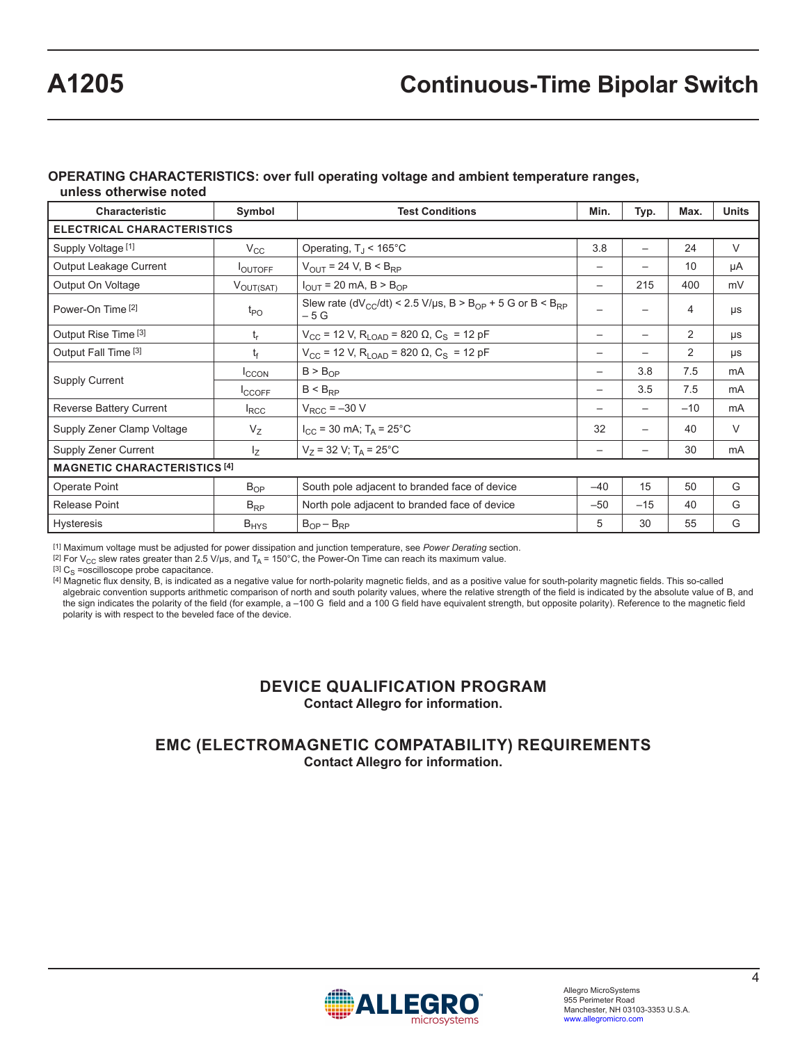## OPERATING CHARACTERISTICS: over full operating voltage and ambient temperature ranges, unless otherwise noted

| Characteristic | Symbol | Test Conditions | Min. | Typ. | Max. | Units |
|---|---|---|---|---|---|---|
| **ELECTRICAL CHARACTERISTICS** | | | | | | |
| Supply Voltage [1] | $V_{CC}$ | Operating, $T_J$ < 165°C | 3.8 | – | 24 | V |
| Output Leakage Current | $I_{OUTOFF}$ | $V_{OUT}$ = 24 V, B < $B_{RP}$ | – | – | 10 | μA |
| Output On Voltage | $V_{OUT(SAT)}$ | $I_{OUT}$ = 20 mA, B > $B_{OP}$ | – | 215 | 400 | mV |
| Power-On Time [2] | $t_{PO}$ | Slew rate ($dV_{CC}/dt$) < 2.5 V/μs, B > $B_{OP}$ + 5 G or B < $B_{RP}$ – 5 G | – | – | 4 | μs |
| Output Rise Time [3] | $t_r$ | $V_{CC}$ = 12 V, $R_{LOAD}$ = 820 Ω, $C_S$ = 12 pF | – | – | 2 | μs |
| Output Fall Time [3] | $t_f$ | $V_{CC}$ = 12 V, $R_{LOAD}$ = 820 Ω, $C_S$ = 12 pF | – | – | 2 | μs |
| Supply Current | $I_{CCON}$ | B > $B_{OP}$ | – | 3.8 | 7.5 | mA |
| | $I_{CCOFF}$ | B < $B_{RP}$ | – | 3.5 | 7.5 | mA |
| Reverse Battery Current | $I_{RCC}$ | $V_{RCC}$ = –30 V | – | – | –10 | mA |
| Supply Zener Clamp Voltage | $V_Z$ | $I_{CC}$ = 30 mA; $T_A$ = 25°C | 32 | – | 40 | V |
| Supply Zener Current | $I_Z$ | $V_Z$ = 32 V; $T_A$ = 25°C | – | – | 30 | mA |
| **MAGNETIC CHARACTERISTICS [4]** | | | | | | |
| Operate Point | $B_{OP}$ | South pole adjacent to branded face of device | –40 | 15 | 50 | G |
| Release Point | $B_{RP}$ | North pole adjacent to branded face of device | –50 | –15 | 40 | G |
| Hysteresis | $B_{HYS}$ | $B_{OP}$ – $B_{RP}$ | 5 | 30 | 55 | G |

[1] Maximum voltage must be adjusted for power dissipation and junction temperature, see *Power Derating* section.
[2] For $V_{CC}$ slew rates greater than 2.5 V/μs, and $T_A$ = 150°C, the Power-On Time can reach its maximum value.
[3] $C_S$ =oscilloscope probe capacitance.
[4] Magnetic flux density, B, is indicated as a negative value for north-polarity magnetic fields, and as a positive value for south-polarity magnetic fields. This so-called algebraic convention supports arithmetic comparison of north and south polarity values, where the relative strength of the field is indicated by the absolute value of B, and the sign indicates the polarity of the field (for example, a –100 G field and a 100 G field have equivalent strength, but opposite polarity). Reference to the magnetic field polarity is with respect to the beveled face of the device.

## DEVICE QUALIFICATION PROGRAM

**Contact Allegro for information.**

## EMC (ELECTROMAGNETIC COMPATABILITY) REQUIREMENTS

**Contact Allegro for information.**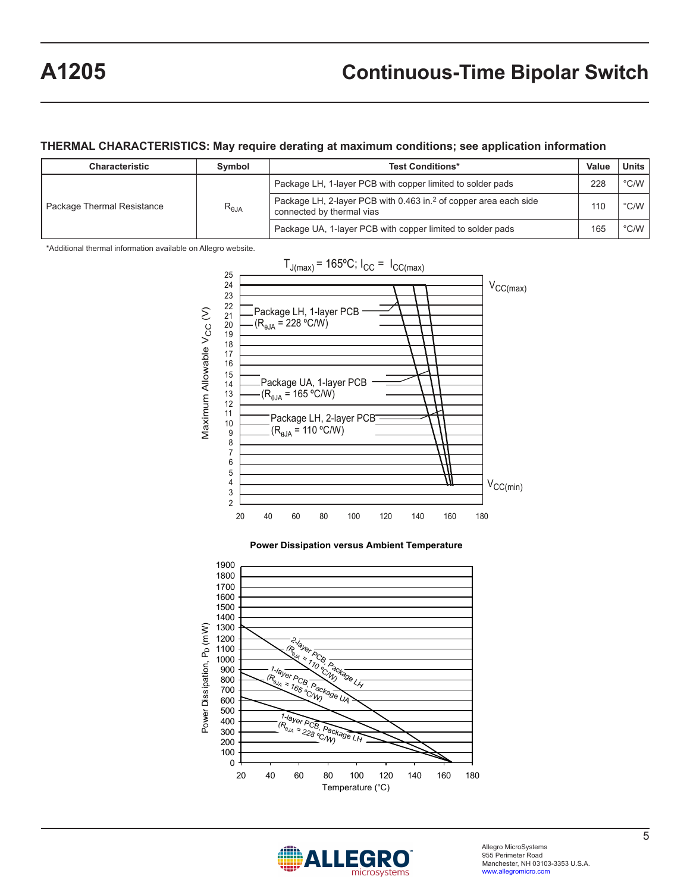## THERMAL CHARACTERISTICS: May require derating at maximum conditions; see application information

| Characteristic | Symbol | Test Conditions* | Value | Units |
|---|---|---|---|---|
| Package Thermal Resistance | $R_{\theta JA}$ | Package LH, 1-layer PCB with copper limited to solder pads | 228 | °C/W |
| | | Package LH, 2-layer PCB with 0.463 in.[2] of copper area each side connected by thermal vias | 110 | °C/W |
| | | Package UA, 1-layer PCB with copper limited to solder pads | 165 | °C/W |

*Additional thermal information available on Allegro website.

$T_{J(max)}$ = 165ºC; $I_{CC}$ = $I_{CC(max)}$

Maximum Allowable $V_{CC}$ (V) versus Temperature (°C): $V_{CC(max)}$, $V_{CC(min)}$; Package LH, 1-layer PCB ($R_{\theta JA}$ = 228 ºC/W); Package UA, 1-layer PCB ($R_{\theta JA}$ = 165 ºC/W); Package LH, 2-layer PCB ($R_{\theta JA}$ = 110 ºC/W)

**Power Dissipation versus Ambient Temperature**

Power Dissipation, $P_D$ (mW) versus Temperature (°C): 2-layer PCB, Package LH ($R_{\theta JA}$ = 110 ºC/W); 1-layer PCB, Package UA ($R_{\theta JA}$ = 165 ºC/W); 1-layer PCB, Package LH ($R_{\theta JA}$ = 228 ºC/W)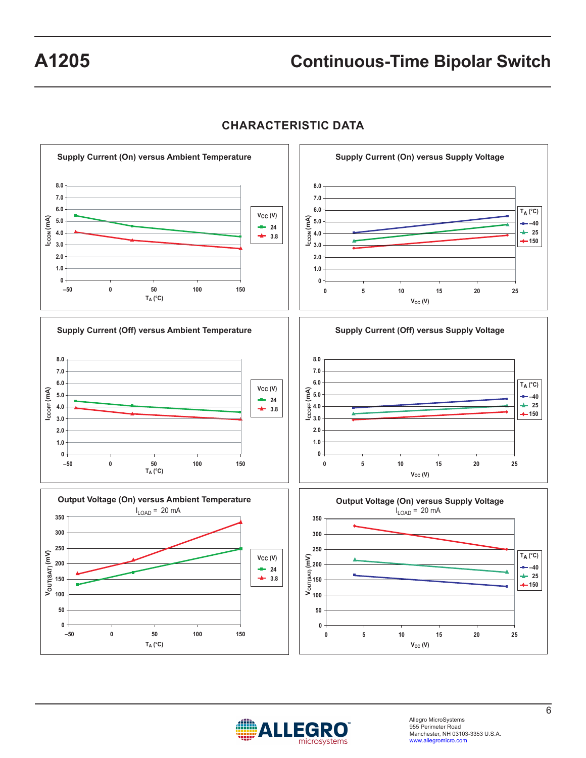## CHARACTERISTIC DATA

**Supply Current (On) versus Ambient Temperature**

$I_{CCON}$ (mA) vs. $T_A$ (°C); $V_{CC}$ (V): 24, 3.8

**Supply Current (On) versus Supply Voltage**

$I_{CCON}$ (mA) vs. $V_{CC}$ (V); $T_A$ (°C): –40, 25, 150

**Supply Current (Off) versus Ambient Temperature**

$I_{CCOFF}$ (mA) vs. $T_A$ (°C); $V_{CC}$ (V): 24, 3.8

**Supply Current (Off) versus Supply Voltage**

$I_{CCOFF}$ (mA) vs. $V_{CC}$ (V); $T_A$ (°C): –40, 25, 150

**Output Voltage (On) versus Ambient Temperature**

$I_{LOAD}$ = 20 mA

$V_{OUT(SAT)}$ (mV) vs. $T_A$ (°C); $V_{CC}$ (V): 24, 3.8

**Output Voltage (On) versus Supply Voltage**

$I_{LOAD}$ = 20 mA

$V_{OUT(SAT)}$ (mV) vs. $V_{CC}$ (V); $T_A$ (°C): –40, 25, 150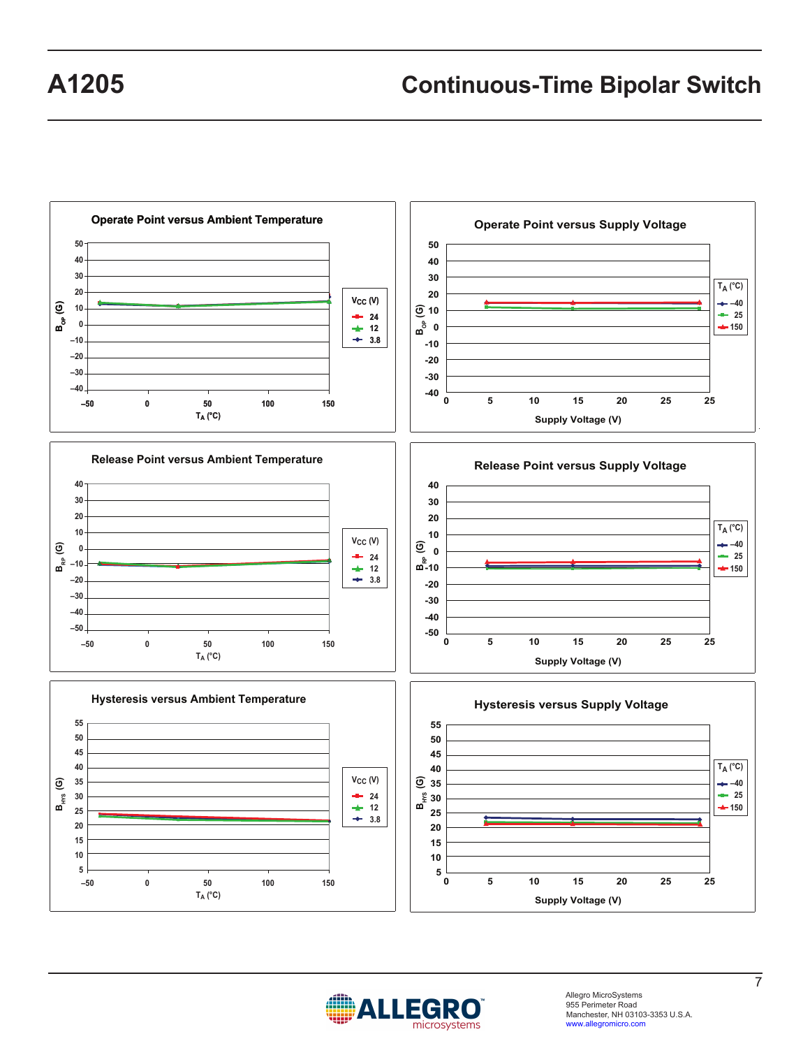Operate Point versus Ambient Temperature

Operate Point versus Supply Voltage

Release Point versus Ambient Temperature

Release Point versus Supply Voltage

Hysteresis versus Ambient Temperature

Hysteresis versus Supply Voltage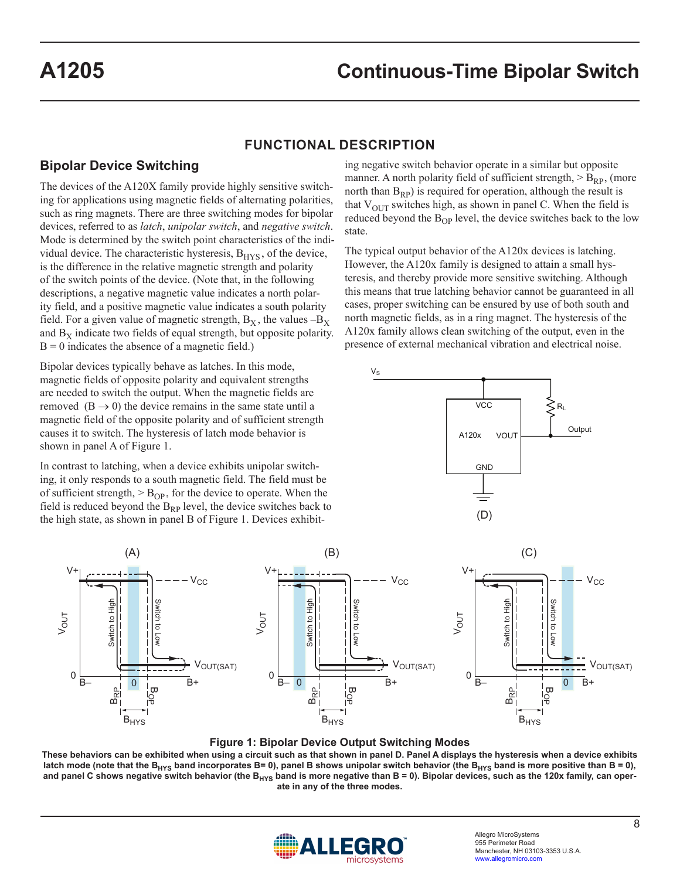## FUNCTIONAL DESCRIPTION

### Bipolar Device Switching

The devices of the A120X family provide highly sensitive switching for applications using magnetic fields of alternating polarities, such as ring magnets. There are three switching modes for bipolar devices, referred to as *latch*, *unipolar switch*, and *negative switch*. Mode is determined by the switch point characteristics of the individual device. The characteristic hysteresis, $B_{HYS}$, of the device, is the difference in the relative magnetic strength and polarity of the switch points of the device. (Note that, in the following descriptions, a negative magnetic value indicates a north polarity field, and a positive magnetic value indicates a south polarity field. For a given value of magnetic strength, $B_X$, the values $-B_X$ and $B_X$ indicate two fields of equal strength, but opposite polarity. B = 0 indicates the absence of a magnetic field.)

Bipolar devices typically behave as latches. In this mode, magnetic fields of opposite polarity and equivalent strengths are needed to switch the output. When the magnetic fields are removed ($B \rightarrow 0$) the device remains in the same state until a magnetic field of the opposite polarity and of sufficient strength causes it to switch. The hysteresis of latch mode behavior is shown in panel A of Figure 1.

In contrast to latching, when a device exhibits unipolar switching, it only responds to a south magnetic field. The field must be of sufficient strength, $> B_{OP}$, for the device to operate. When the field is reduced beyond the $B_{RP}$ level, the device switches back to the high state, as shown in panel B of Figure 1. Devices exhibiting negative switch behavior operate in a similar but opposite manner. A north polarity field of sufficient strength, $> B_{RP}$, (more north than $B_{RP}$) is required for operation, although the result is that $V_{OUT}$ switches high, as shown in panel C. When the field is reduced beyond the $B_{OP}$ level, the device switches back to the low state.

The typical output behavior of the A120x devices is latching. However, the A120x family is designed to attain a small hysteresis, and thereby provide more sensitive switching. Although this means that true latching behavior cannot be guaranteed in all cases, proper switching can be ensured by use of both south and north magnetic fields, as in a ring magnet. The hysteresis of the A120x family allows clean switching of the output, even in the presence of external mechanical vibration and electrical noise.

**Figure 1: Bipolar Device Output Switching Modes**

**These behaviors can be exhibited when using a circuit such as that shown in panel D. Panel A displays the hysteresis when a device exhibits latch mode (note that the $B_{HYS}$ band incorporates B= 0), panel B shows unipolar switch behavior (the $B_{HYS}$ band is more positive than B = 0), and panel C shows negative switch behavior (the $B_{HYS}$ band is more negative than B = 0). Bipolar devices, such as the 120x family, can operate in any of the three modes.**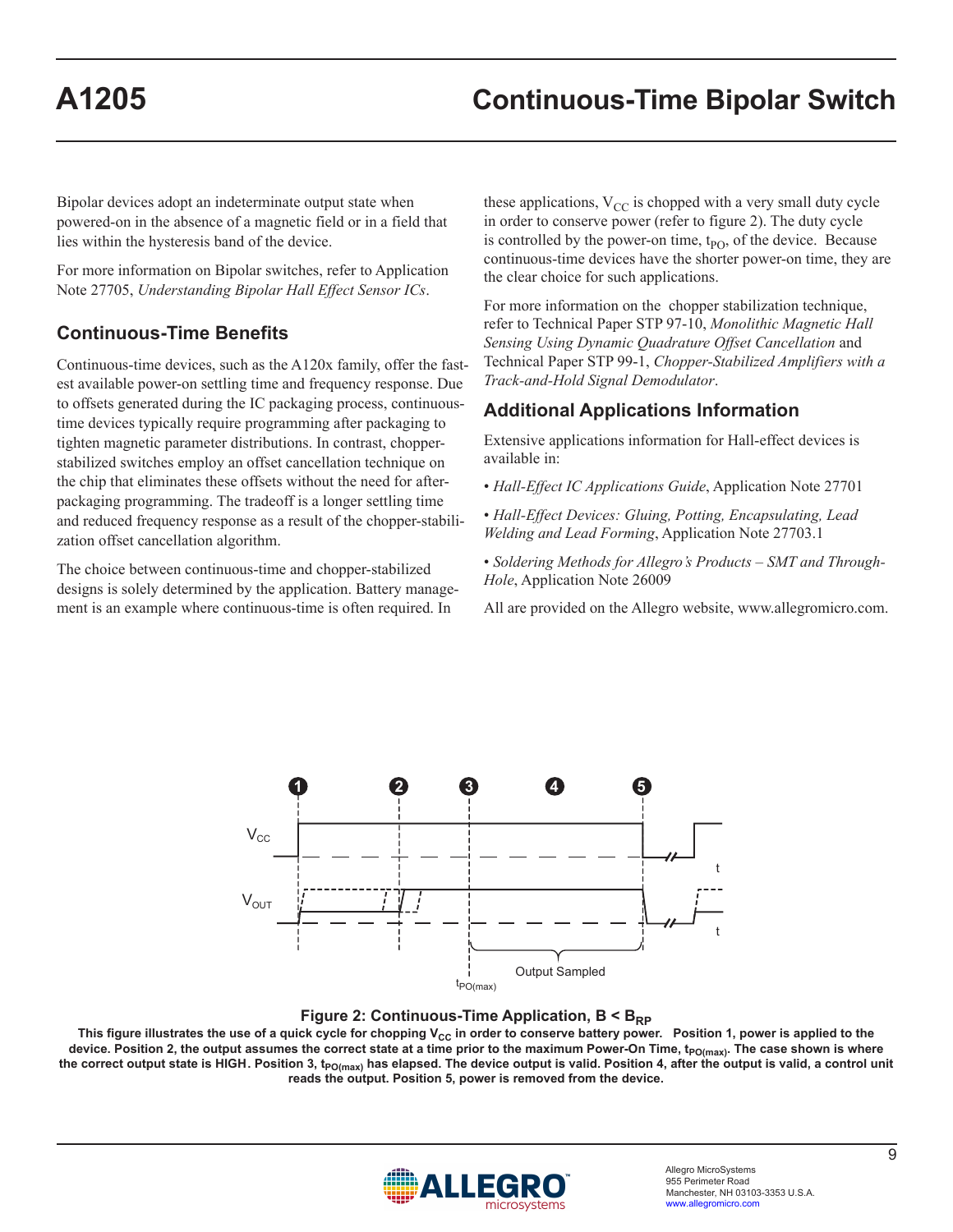Bipolar devices adopt an indeterminate output state when powered-on in the absence of a magnetic field or in a field that lies within the hysteresis band of the device.

For more information on Bipolar switches, refer to Application Note 27705, *Understanding Bipolar Hall Effect Sensor ICs*.

## Continuous-Time Benefits

Continuous-time devices, such as the A120x family, offer the fastest available power-on settling time and frequency response. Due to offsets generated during the IC packaging process, continuous-time devices typically require programming after packaging to tighten magnetic parameter distributions. In contrast, chopper-stabilized switches employ an offset cancellation technique on the chip that eliminates these offsets without the need for after-packaging programming. The tradeoff is a longer settling time and reduced frequency response as a result of the chopper-stabilization offset cancellation algorithm.

The choice between continuous-time and chopper-stabilized designs is solely determined by the application. Battery management is an example where continuous-time is often required. In these applications, $V_{CC}$ is chopped with a very small duty cycle in order to conserve power (refer to figure 2). The duty cycle is controlled by the power-on time, $t_{PO}$, of the device. Because continuous-time devices have the shorter power-on time, they are the clear choice for such applications.

For more information on the chopper stabilization technique, refer to Technical Paper STP 97-10, *Monolithic Magnetic Hall Sensing Using Dynamic Quadrature Offset Cancellation* and Technical Paper STP 99-1, *Chopper-Stabilized Amplifiers with a Track-and-Hold Signal Demodulator*.

## Additional Applications Information

Extensive applications information for Hall-effect devices is available in:

- *Hall-Effect IC Applications Guide*, Application Note 27701
- *Hall-Effect Devices: Gluing, Potting, Encapsulating, Lead Welding and Lead Forming*, Application Note 27703.1
- *Soldering Methods for Allegro's Products – SMT and Through-Hole*, Application Note 26009

All are provided on the Allegro website, www.allegromicro.com.

**Figure 2: Continuous-Time Application, $B < B_{RP}$**

**This figure illustrates the use of a quick cycle for chopping $V_{CC}$ in order to conserve battery power. Position 1, power is applied to the device. Position 2, the output assumes the correct state at a time prior to the maximum Power-On Time, $t_{PO(max)}$. The case shown is where the correct output state is HIGH. Position 3, $t_{PO(max)}$ has elapsed. The device output is valid. Position 4, after the output is valid, a control unit reads the output. Position 5, power is removed from the device.**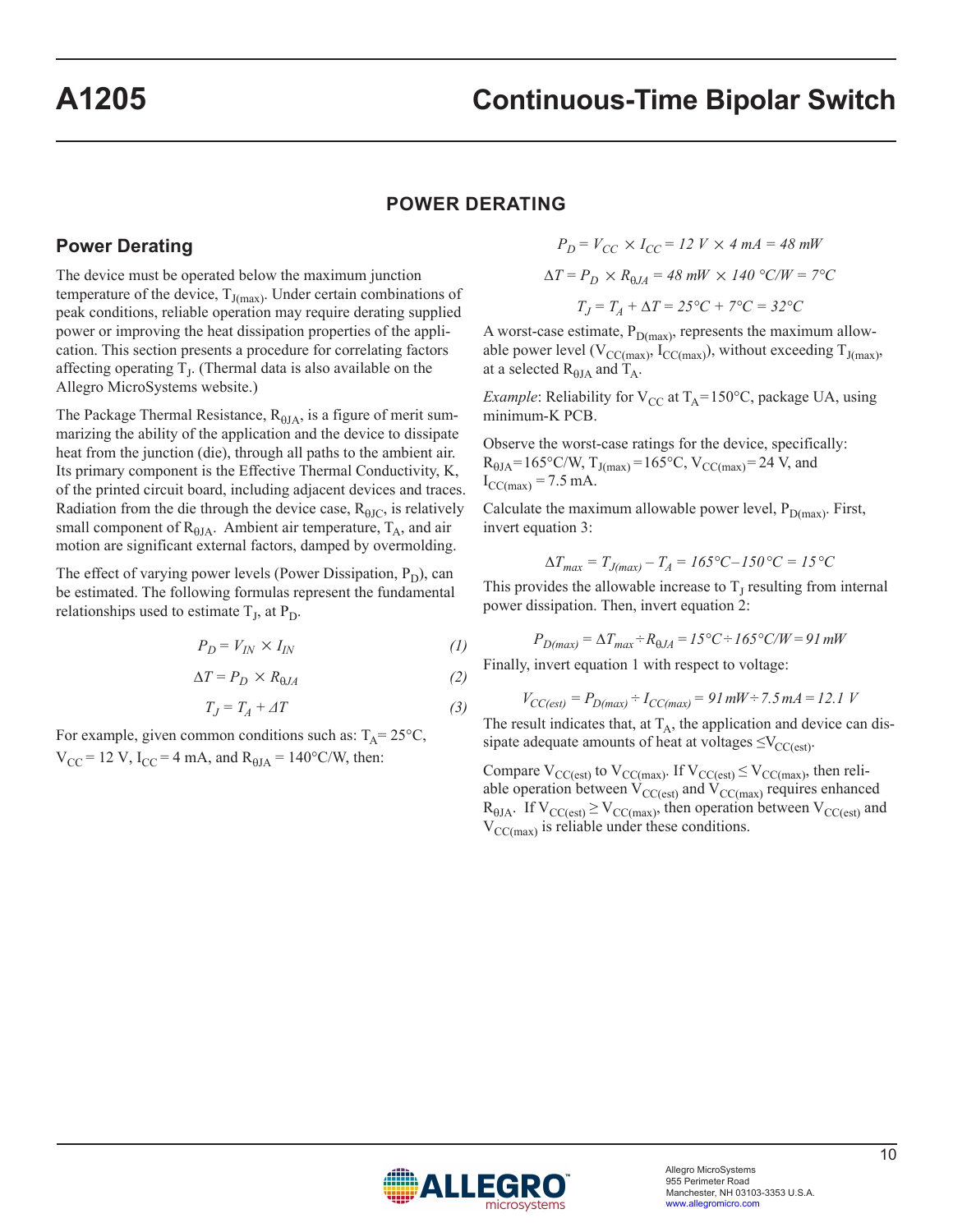## POWER DERATING

### Power Derating

The device must be operated below the maximum junction temperature of the device, $T_{J(max)}$. Under certain combinations of peak conditions, reliable operation may require derating supplied power or improving the heat dissipation properties of the application. This section presents a procedure for correlating factors affecting operating $T_J$. (Thermal data is also available on the Allegro MicroSystems website.)

The Package Thermal Resistance, $R_{\theta JA}$, is a figure of merit summarizing the ability of the application and the device to dissipate heat from the junction (die), through all paths to the ambient air. Its primary component is the Effective Thermal Conductivity, K, of the printed circuit board, including adjacent devices and traces. Radiation from the die through the device case, $R_{\theta JC}$, is relatively small component of $R_{\theta JA}$. Ambient air temperature, $T_A$, and air motion are significant external factors, damped by overmolding.

The effect of varying power levels (Power Dissipation, $P_D$), can be estimated. The following formulas represent the fundamental relationships used to estimate $T_J$, at $P_D$.

$$P_D = V_{IN} \times I_{IN} \tag{1}$$

$$\Delta T = P_D \times R_{\theta JA} \tag{2}$$

$$T_J = T_A + \Delta T \tag{3}$$

For example, given common conditions such as: $T_A$= 25°C, $V_{CC}$ = 12 V, $I_{CC}$ = 4 mA, and $R_{\theta JA}$ = 140°C/W, then:

$$P_D = V_{CC} \times I_{CC} = 12\ V \times 4\ mA = 48\ mW$$

$$\Delta T = P_D \times R_{\theta JA} = 48\ mW \times 140\ °C/W = 7°C$$

$$T_J = T_A + \Delta T = 25°C + 7°C = 32°C$$

A worst-case estimate, $P_{D(max)}$, represents the maximum allowable power level ($V_{CC(max)}$, $I_{CC(max)}$), without exceeding $T_{J(max)}$, at a selected $R_{\theta JA}$ and $T_A$.

*Example*: Reliability for $V_{CC}$ at $T_A$=150°C, package UA, using minimum-K PCB.

Observe the worst-case ratings for the device, specifically: $R_{\theta JA}$=165°C/W, $T_{J(max)}$=165°C, $V_{CC(max)}$= 24 V, and $I_{CC(max)}$ = 7.5 mA.

Calculate the maximum allowable power level, $P_{D(max)}$. First, invert equation 3:

$$\Delta T_{max} = T_{J(max)} - T_A = 165°C - 150°C = 15°C$$

This provides the allowable increase to $T_J$ resulting from internal power dissipation. Then, invert equation 2:

$$P_{D(max)} = \Delta T_{max} \div R_{\theta JA} = 15°C \div 165°C/W = 91\ mW$$

Finally, invert equation 1 with respect to voltage:

$$V_{CC(est)} = P_{D(max)} \div I_{CC(max)} = 91\ mW \div 7.5\ mA = 12.1\ V$$

The result indicates that, at $T_A$, the application and device can dissipate adequate amounts of heat at voltages $\leq V_{CC(est)}$.

Compare $V_{CC(est)}$ to $V_{CC(max)}$. If $V_{CC(est)} \leq V_{CC(max)}$, then reliable operation between $V_{CC(est)}$ and $V_{CC(max)}$ requires enhanced $R_{\theta JA}$. If $V_{CC(est)} \geq V_{CC(max)}$, then operation between $V_{CC(est)}$ and $V_{CC(max)}$ is reliable under these conditions.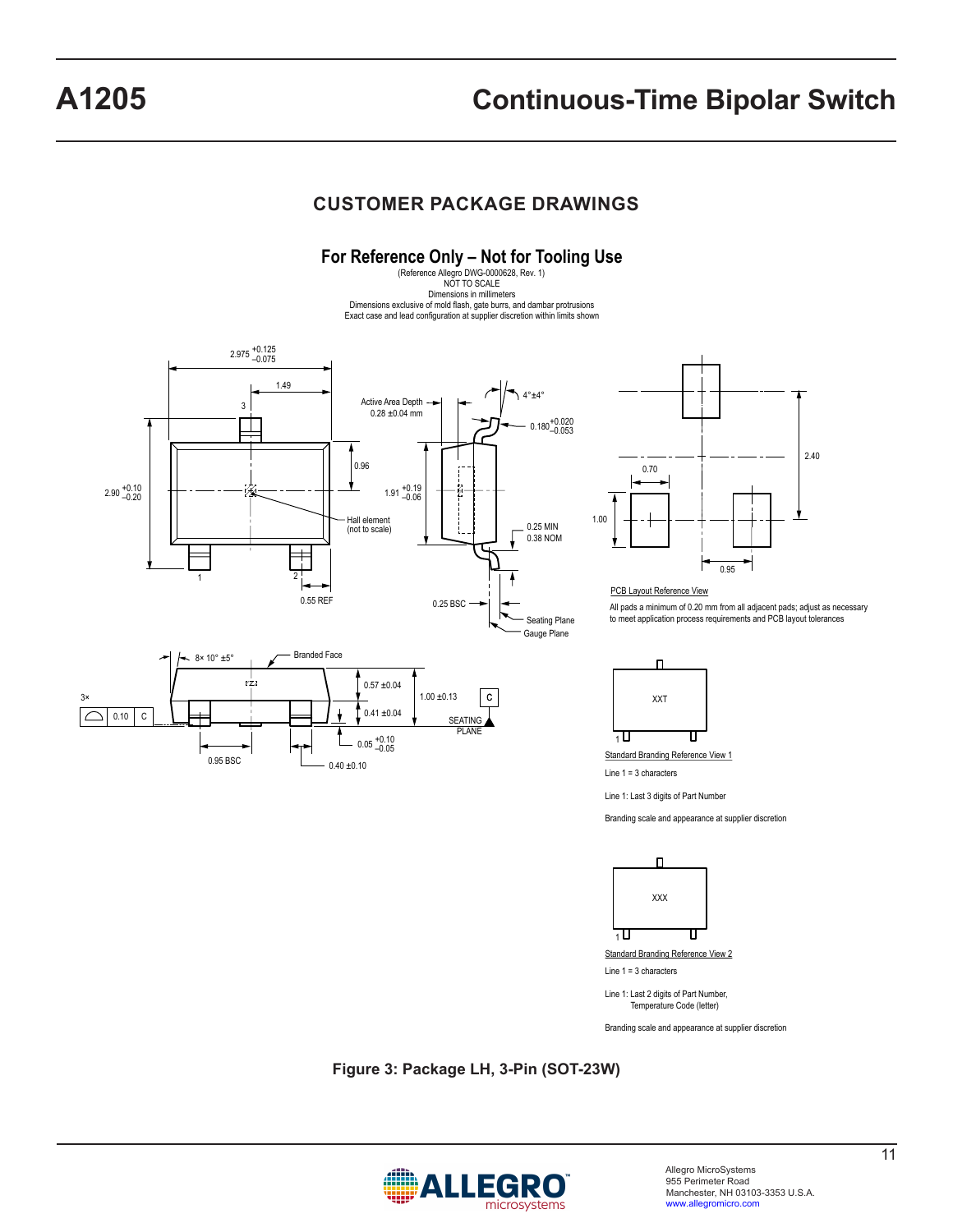## CUSTOMER PACKAGE DRAWINGS

### For Reference Only – Not for Tooling Use

(Reference Allegro DWG-0000628, Rev. 1)
NOT TO SCALE
Dimensions in millimeters
Dimensions exclusive of mold flash, gate burrs, and dambar protrusions
Exact case and lead configuration at supplier discretion within limits shown

2.975 +0.125/−0.075

1.49

3

Active Area Depth 0.28 ±0.04 mm

4°±4°

0.180 +0.020/−0.053

2.90 +0.10/−0.20

0.96

1.91 +0.19/−0.06

Hall element (not to scale)

0.25 MIN
0.38 NOM

1

2

0.55 REF

0.25 BSC

Seating Plane

Gauge Plane

2.40

0.70

1.00

0.95

PCB Layout Reference View

All pads a minimum of 0.20 mm from all adjacent pads; adjust as necessary to meet application process requirements and PCB layout tolerances

8× 10° ±5°

Branded Face

0.57 ±0.04

1.00 ±0.13

C

3× 0.10 C

0.41 ±0.04

SEATING PLANE

0.05 +0.10/−0.05

0.95 BSC

0.40 ±0.10

XXT

Standard Branding Reference View 1

Line 1 = 3 characters

Line 1: Last 3 digits of Part Number

Branding scale and appearance at supplier discretion

XXX

Standard Branding Reference View 2

Line 1 = 3 characters

Line 1: Last 2 digits of Part Number, Temperature Code (letter)

Branding scale and appearance at supplier discretion

**Figure 3: Package LH, 3-Pin (SOT-23W)**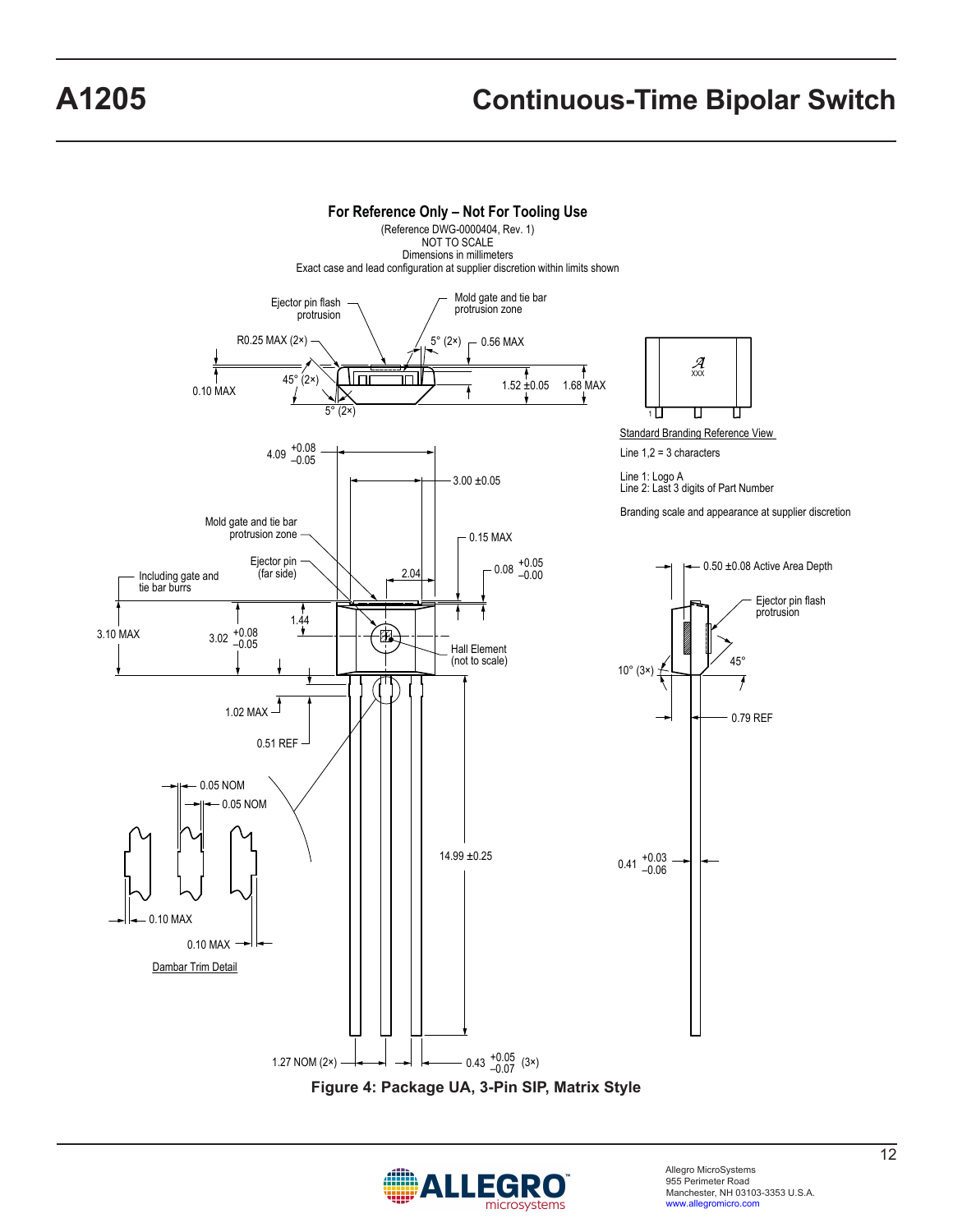**For Reference Only – Not For Tooling Use**

(Reference DWG-0000404, Rev. 1)
NOT TO SCALE
Dimensions in millimeters
Exact case and lead configuration at supplier discretion within limits shown

Ejector pin flash protrusion

Mold gate and tie bar protrusion zone

R0.25 MAX (2×)

5° (2×)

0.56 MAX

45° (2×)

0.10 MAX

1.52 ±0.05

1.68 MAX

5° (2×)

$4.09^{+0.08}_{-0.05}$

3.00 ±0.05

Mold gate and tie bar protrusion zone

0.15 MAX

Ejector pin (far side)

$0.08^{+0.05}_{-0.00}$

Including gate and tie bar burrs

2.04

1.44

3.10 MAX

$3.02^{+0.08}_{-0.05}$

Hall Element (not to scale)

1.02 MAX

0.51 REF

0.05 NOM

0.05 NOM

14.99 ±0.25

0.10 MAX

0.10 MAX

Dambar Trim Detail

1.27 NOM (2×)

$0.43^{+0.05}_{-0.07}$ (3×)

Standard Branding Reference View

Line 1,2 = 3 characters

Line 1: Logo A
Line 2: Last 3 digits of Part Number

Branding scale and appearance at supplier discretion

0.50 ±0.08 Active Area Depth

Ejector pin flash protrusion

10° (3×)

45°

0.79 REF

$0.41^{+0.03}_{-0.06}$

Figure 4: Package UA, 3-Pin SIP, Matrix Style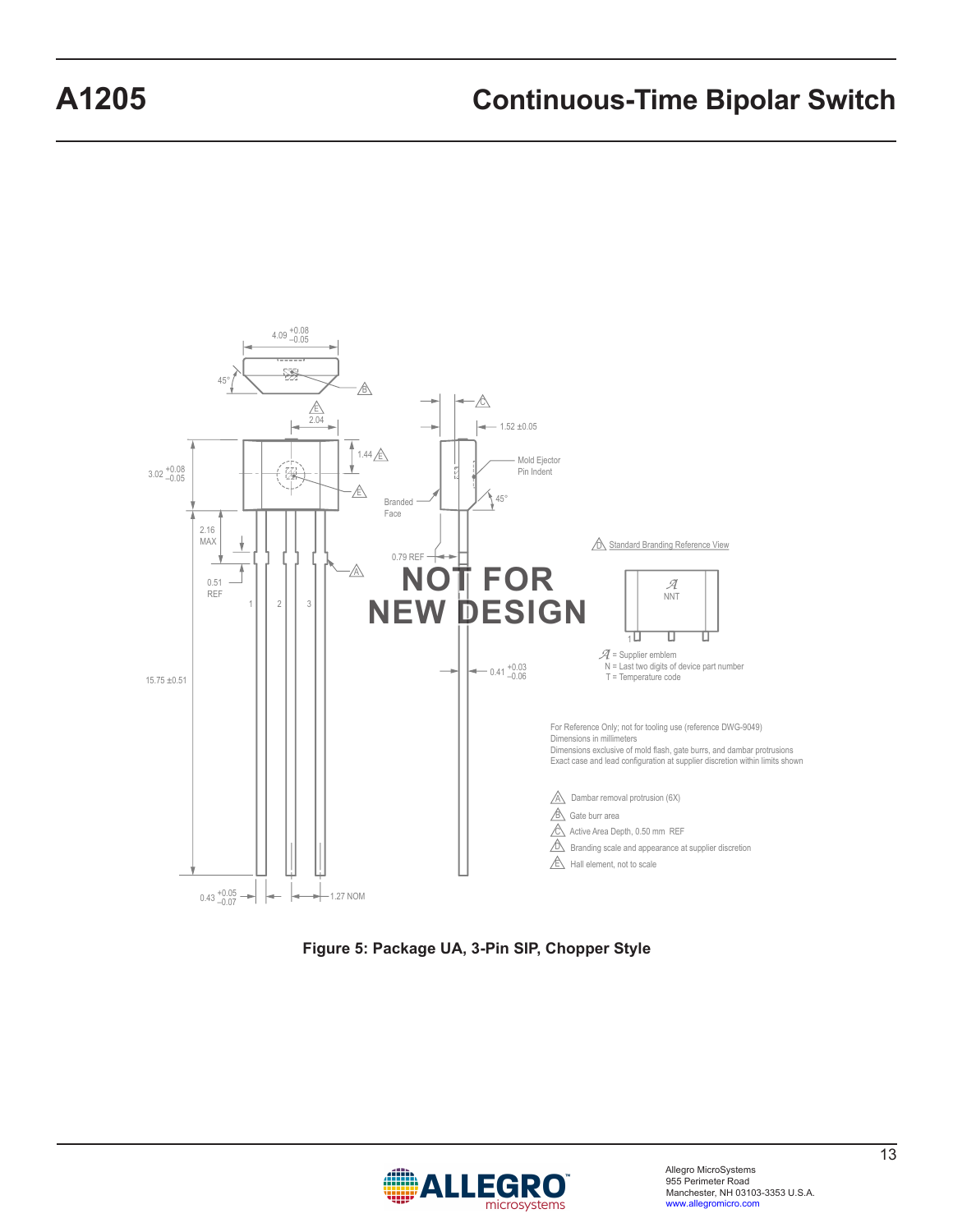NOT FOR NEW DESIGN

For Reference Only; not for tooling use (reference DWG-9049)
Dimensions in millimeters
Dimensions exclusive of mold flash, gate burrs, and dambar protrusions
Exact case and lead configuration at supplier discretion within limits shown

A Dambar removal protrusion (6X)

B Gate burr area

C Active Area Depth, 0.50 mm REF

D Branding scale and appearance at supplier discretion

E Hall element, not to scale

D Standard Branding Reference View

𝒜 = Supplier emblem
N = Last two digits of device part number
T = Temperature code

**Figure 5: Package UA, 3-Pin SIP, Chopper Style**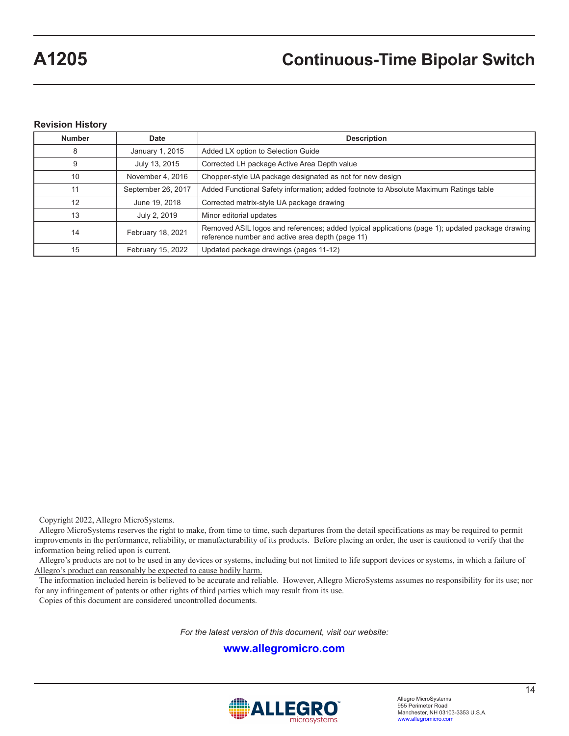### Revision History

| Number | Date | Description |
|---|---|---|
| 8 | January 1, 2015 | Added LX option to Selection Guide |
| 9 | July 13, 2015 | Corrected LH package Active Area Depth value |
| 10 | November 4, 2016 | Chopper-style UA package designated as not for new design |
| 11 | September 26, 2017 | Added Functional Safety information; added footnote to Absolute Maximum Ratings table |
| 12 | June 19, 2018 | Corrected matrix-style UA package drawing |
| 13 | July 2, 2019 | Minor editorial updates |
| 14 | February 18, 2021 | Removed ASIL logos and references; added typical applications (page 1); updated package drawing reference number and active area depth (page 11) |
| 15 | February 15, 2022 | Updated package drawings (pages 11-12) |

Copyright 2022, Allegro MicroSystems.

Allegro MicroSystems reserves the right to make, from time to time, such departures from the detail specifications as may be required to permit improvements in the performance, reliability, or manufacturability of its products. Before placing an order, the user is cautioned to verify that the information being relied upon is current.

Allegro's products are not to be used in any devices or systems, including but not limited to life support devices or systems, in which a failure of Allegro's product can reasonably be expected to cause bodily harm.

The information included herein is believed to be accurate and reliable. However, Allegro MicroSystems assumes no responsibility for its use; nor for any infringement of patents or other rights of third parties which may result from its use.

Copies of this document are considered uncontrolled documents.

*For the latest version of this document, visit our website:*

**www.allegromicro.com**